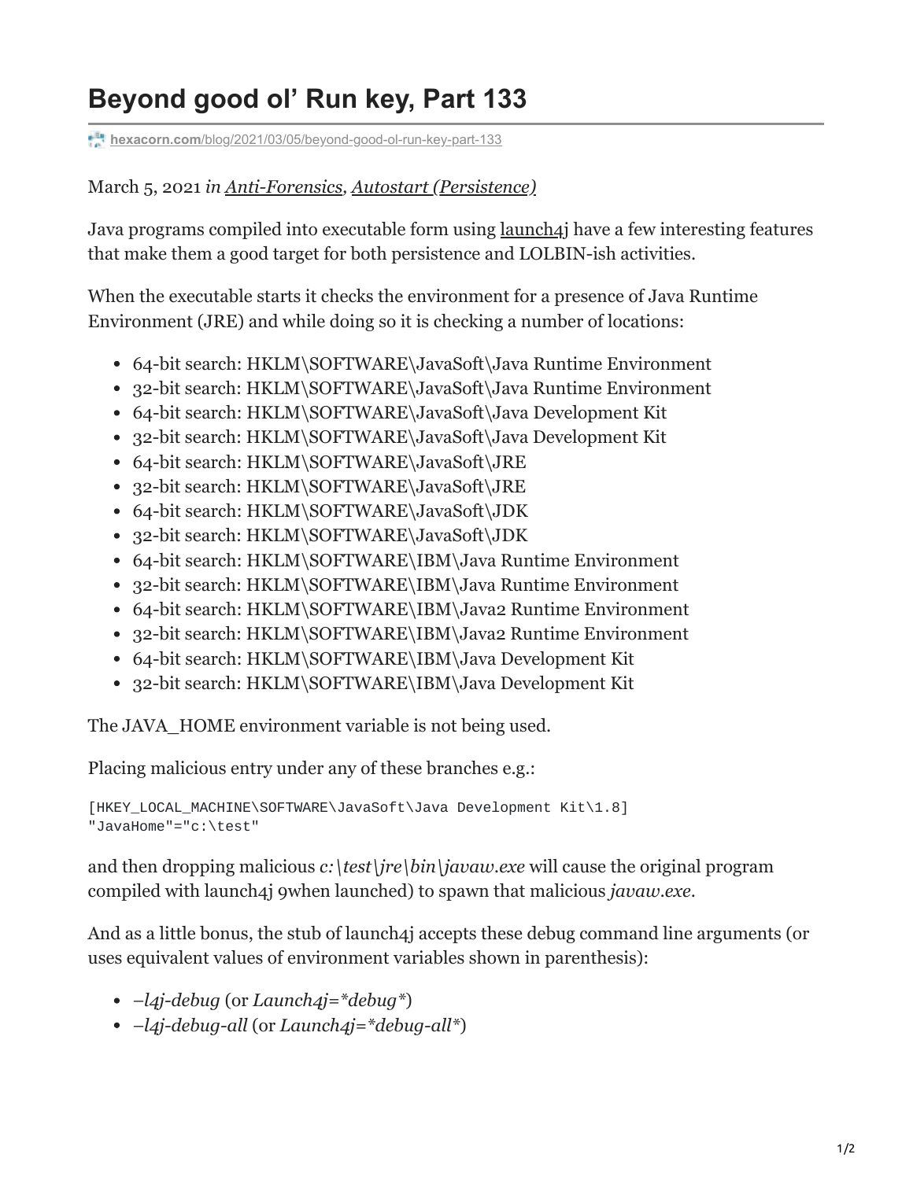# Beyond good ol' Run key, Part 133

hexacorn.com/blog/2021/03/05/beyond-good-ol-run-key-part-133

March 5, 2021 *in* Anti-Forensics, Autostart (Persistence)

Java programs compiled into executable form using launch4j have a few interesting features that make them a good target for both persistence and LOLBIN-ish activities.

When the executable starts it checks the environment for a presence of Java Runtime Environment (JRE) and while doing so it is checking a number of locations:

- 64-bit search: HKLM\SOFTWARE\JavaSoft\Java Runtime Environment
- 32-bit search: HKLM\SOFTWARE\JavaSoft\Java Runtime Environment
- 64-bit search: HKLM\SOFTWARE\JavaSoft\Java Development Kit
- 32-bit search: HKLM\SOFTWARE\JavaSoft\Java Development Kit
- 64-bit search: HKLM\SOFTWARE\JavaSoft\JRE
- 32-bit search: HKLM\SOFTWARE\JavaSoft\JRE
- 64-bit search: HKLM\SOFTWARE\JavaSoft\JDK
- 32-bit search: HKLM\SOFTWARE\JavaSoft\JDK
- 64-bit search: HKLM\SOFTWARE\IBM\Java Runtime Environment
- 32-bit search: HKLM\SOFTWARE\IBM\Java Runtime Environment
- 64-bit search: HKLM\SOFTWARE\IBM\Java2 Runtime Environment
- 32-bit search: HKLM\SOFTWARE\IBM\Java2 Runtime Environment
- 64-bit search: HKLM\SOFTWARE\IBM\Java Development Kit
- 32-bit search: HKLM\SOFTWARE\IBM\Java Development Kit

The JAVA_HOME environment variable is not being used.

Placing malicious entry under any of these branches e.g.:

```
[HKEY_LOCAL_MACHINE\SOFTWARE\JavaSoft\Java Development Kit\1.8]
"JavaHome"="c:\test"
```

and then dropping malicious *c:\test\jre\bin\javaw.exe* will cause the original program compiled with launch4j 9when launched) to spawn that malicious *javaw.exe*.

And as a little bonus, the stub of launch4j accepts these debug command line arguments (or uses equivalent values of environment variables shown in parenthesis):

- *–l4j-debug* (or *Launch4j=*debug**)
- *–l4j-debug-all* (or *Launch4j=*debug-all**)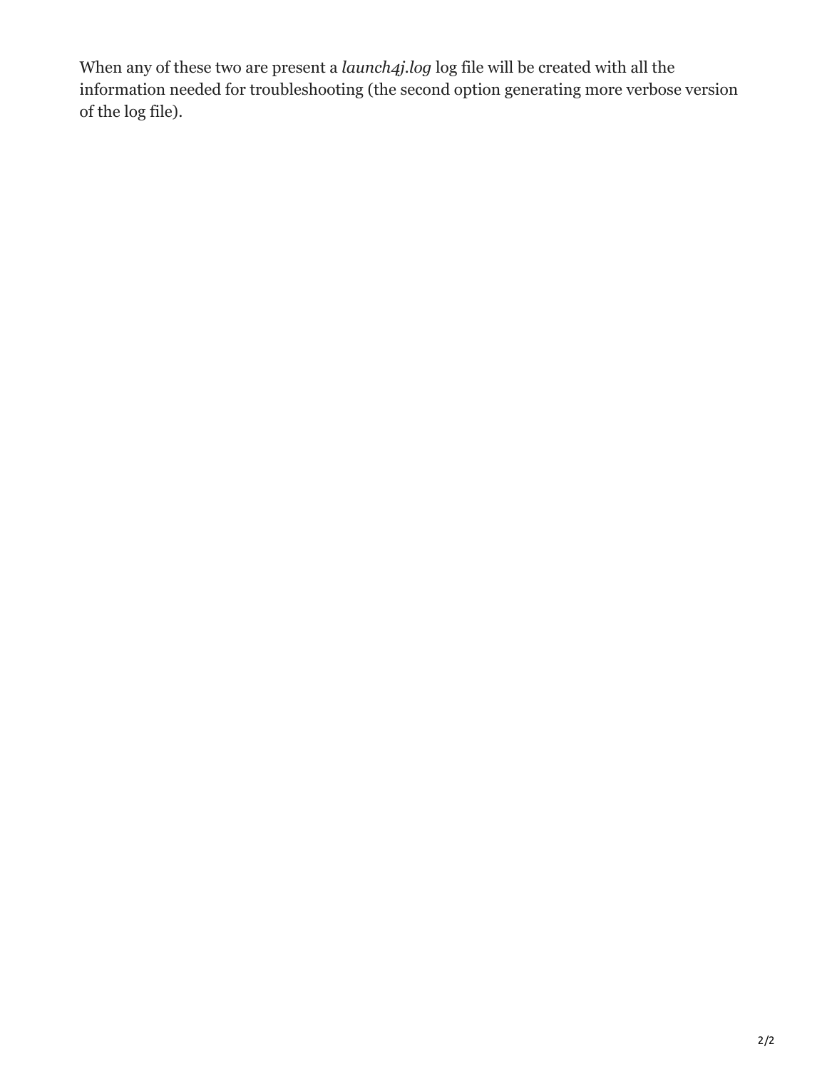When any of these two are present a *launch4j.log* log file will be created with all the information needed for troubleshooting (the second option generating more verbose version of the log file).